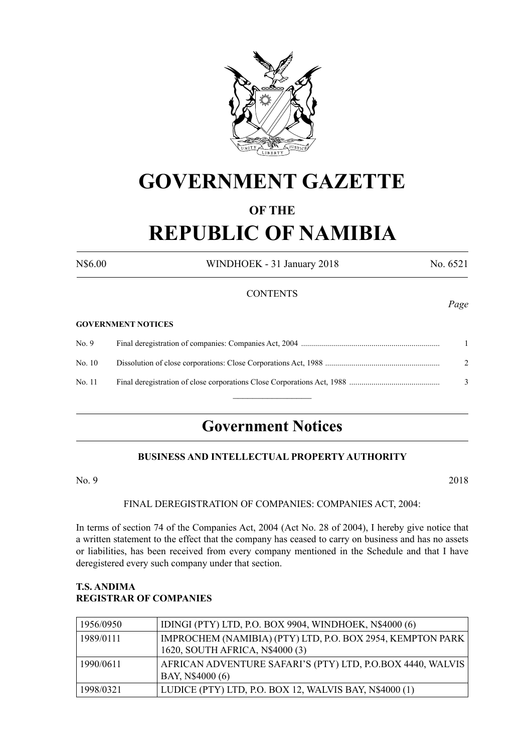# GOVERNMENT GAZETTE

## OF THE

# REPUBLIC OF NAMIBIA

N$6.00 WINDHOEK - 31 January 2018 No. 6521

CONTENTS

*Page*

**GOVERNMENT NOTICES**

| | | |
|---|---|---|
| No. 9 | Final deregistration of companies: Companies Act, 2004 | 1 |
| No. 10 | Dissolution of close corporations: Close Corporations Act, 1988 | 2 |
| No. 11 | Final deregistration of close corporations Close Corporations Act, 1988 | 3 |

## Government Notices

### BUSINESS AND INTELLECTUAL PROPERTY AUTHORITY

No. 9 2018

FINAL DEREGISTRATION OF COMPANIES: COMPANIES ACT, 2004:

In terms of section 74 of the Companies Act, 2004 (Act No. 28 of 2004), I hereby give notice that a written statement to the effect that the company has ceased to carry on business and has no assets or liabilities, has been received from every company mentioned in the Schedule and that I have deregistered every such company under that section.

**T.S. ANDIMA**
**REGISTRAR OF COMPANIES**

| | |
|---|---|
| 1956/0950 | IDINGI (PTY) LTD, P.O. BOX 9904, WINDHOEK, N$4000 (6) |
| 1989/0111 | IMPROCHEM (NAMIBIA) (PTY) LTD, P.O. BOX 2954, KEMPTON PARK 1620, SOUTH AFRICA, N$4000 (3) |
| 1990/0611 | AFRICAN ADVENTURE SAFARI'S (PTY) LTD, P.O.BOX 4440, WALVIS BAY, N$4000 (6) |
| 1998/0321 | LUDICE (PTY) LTD, P.O. BOX 12, WALVIS BAY, N$4000 (1) |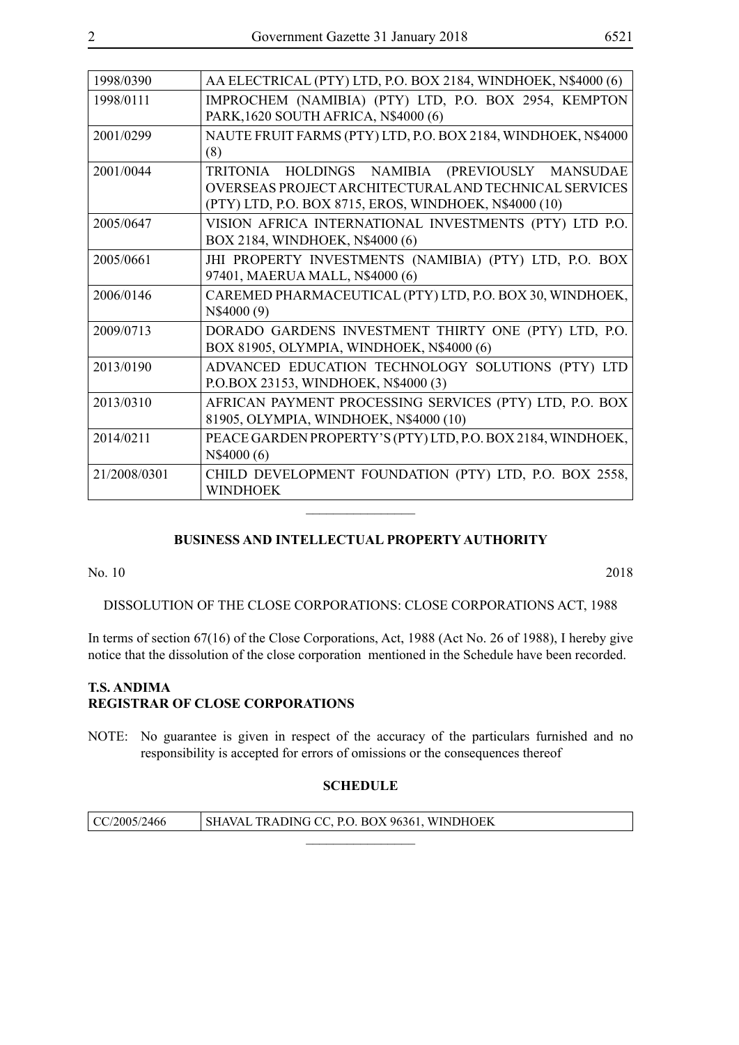| | |
|---|---|
| 1998/0390 | AA ELECTRICAL (PTY) LTD, P.O. BOX 2184, WINDHOEK, N$4000 (6) |
| 1998/0111 | IMPROCHEM (NAMIBIA) (PTY) LTD, P.O. BOX 2954, KEMPTON PARK,1620 SOUTH AFRICA, N$4000 (6) |
| 2001/0299 | NAUTE FRUIT FARMS (PTY) LTD, P.O. BOX 2184, WINDHOEK, N$4000 (8) |
| 2001/0044 | TRITONIA HOLDINGS NAMIBIA (PREVIOUSLY MANSUDAE OVERSEAS PROJECT ARCHITECTURAL AND TECHNICAL SERVICES (PTY) LTD, P.O. BOX 8715, EROS, WINDHOEK, N$4000 (10) |
| 2005/0647 | VISION AFRICA INTERNATIONAL INVESTMENTS (PTY) LTD P.O. BOX 2184, WINDHOEK, N$4000 (6) |
| 2005/0661 | JHI PROPERTY INVESTMENTS (NAMIBIA) (PTY) LTD, P.O. BOX 97401, MAERUA MALL, N$4000 (6) |
| 2006/0146 | CAREMED PHARMACEUTICAL (PTY) LTD, P.O. BOX 30, WINDHOEK, N$4000 (9) |
| 2009/0713 | DORADO GARDENS INVESTMENT THIRTY ONE (PTY) LTD, P.O. BOX 81905, OLYMPIA, WINDHOEK, N$4000 (6) |
| 2013/0190 | ADVANCED EDUCATION TECHNOLOGY SOLUTIONS (PTY) LTD P.O.BOX 23153, WINDHOEK, N$4000 (3) |
| 2013/0310 | AFRICAN PAYMENT PROCESSING SERVICES (PTY) LTD, P.O. BOX 81905, OLYMPIA, WINDHOEK, N$4000 (10) |
| 2014/0211 | PEACE GARDEN PROPERTY'S (PTY) LTD, P.O. BOX 2184, WINDHOEK, N$4000 (6) |
| 21/2008/0301 | CHILD DEVELOPMENT FOUNDATION (PTY) LTD, P.O. BOX 2558, WINDHOEK |

________________

**BUSINESS AND INTELLECTUAL PROPERTY AUTHORITY**

No. 10 2018

DISSOLUTION OF THE CLOSE CORPORATIONS: CLOSE CORPORATIONS ACT, 1988

In terms of section 67(16) of the Close Corporations, Act, 1988 (Act No. 26 of 1988), I hereby give notice that the dissolution of the close corporation mentioned in the Schedule have been recorded.

**T.S. ANDIMA**
**REGISTRAR OF CLOSE CORPORATIONS**

NOTE: No guarantee is given in respect of the accuracy of the particulars furnished and no responsibility is accepted for errors of omissions or the consequences thereof

**SCHEDULE**

| | |
|---|---|
| CC/2005/2466 | SHAVAL TRADING CC, P.O. BOX 96361, WINDHOEK |

________________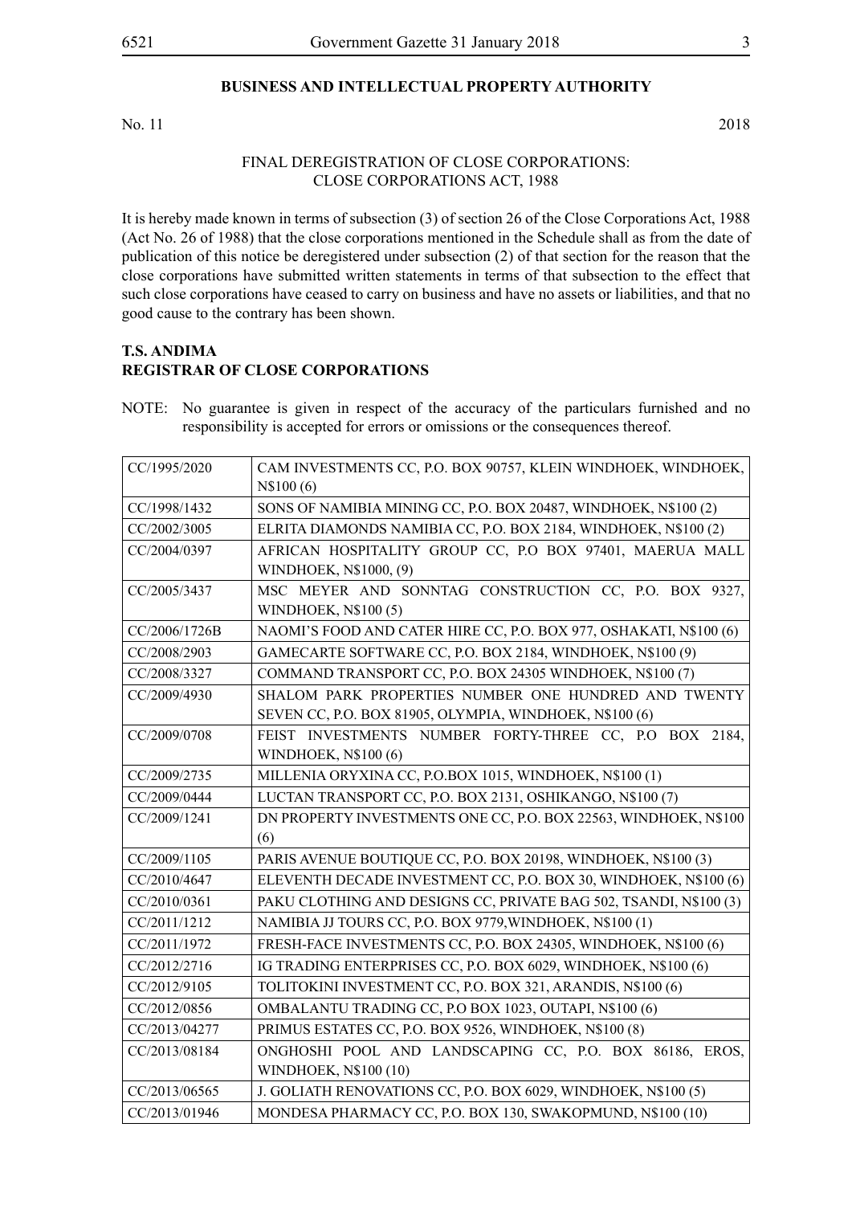## BUSINESS AND INTELLECTUAL PROPERTY AUTHORITY

No. 11 2018

### FINAL DEREGISTRATION OF CLOSE CORPORATIONS: CLOSE CORPORATIONS ACT, 1988

It is hereby made known in terms of subsection (3) of section 26 of the Close Corporations Act, 1988 (Act No. 26 of 1988) that the close corporations mentioned in the Schedule shall as from the date of publication of this notice be deregistered under subsection (2) of that section for the reason that the close corporations have submitted written statements in terms of that subsection to the effect that such close corporations have ceased to carry on business and have no assets or liabilities, and that no good cause to the contrary has been shown.

**T.S. ANDIMA**
**REGISTRAR OF CLOSE CORPORATIONS**

NOTE: No guarantee is given in respect of the accuracy of the particulars furnished and no responsibility is accepted for errors or omissions or the consequences thereof.

| | |
|---|---|
| CC/1995/2020 | CAM INVESTMENTS CC, P.O. BOX 90757, KLEIN WINDHOEK, WINDHOEK, N$100 (6) |
| CC/1998/1432 | SONS OF NAMIBIA MINING CC, P.O. BOX 20487, WINDHOEK, N$100 (2) |
| CC/2002/3005 | ELRITA DIAMONDS NAMIBIA CC, P.O. BOX 2184, WINDHOEK, N$100 (2) |
| CC/2004/0397 | AFRICAN HOSPITALITY GROUP CC, P.O BOX 97401, MAERUA MALL WINDHOEK, N$1000, (9) |
| CC/2005/3437 | MSC MEYER AND SONNTAG CONSTRUCTION CC, P.O. BOX 9327, WINDHOEK, N$100 (5) |
| CC/2006/1726B | NAOMI'S FOOD AND CATER HIRE CC, P.O. BOX 977, OSHAKATI, N$100 (6) |
| CC/2008/2903 | GAMECARTE SOFTWARE CC, P.O. BOX 2184, WINDHOEK, N$100 (9) |
| CC/2008/3327 | COMMAND TRANSPORT CC, P.O. BOX 24305 WINDHOEK, N$100 (7) |
| CC/2009/4930 | SHALOM PARK PROPERTIES NUMBER ONE HUNDRED AND TWENTY SEVEN CC, P.O. BOX 81905, OLYMPIA, WINDHOEK, N$100 (6) |
| CC/2009/0708 | FEIST INVESTMENTS NUMBER FORTY-THREE CC, P.O BOX 2184, WINDHOEK, N$100 (6) |
| CC/2009/2735 | MILLENIA ORYXINA CC, P.O.BOX 1015, WINDHOEK, N$100 (1) |
| CC/2009/0444 | LUCTAN TRANSPORT CC, P.O. BOX 2131, OSHIKANGO, N$100 (7) |
| CC/2009/1241 | DN PROPERTY INVESTMENTS ONE CC, P.O. BOX 22563, WINDHOEK, N$100 (6) |
| CC/2009/1105 | PARIS AVENUE BOUTIQUE CC, P.O. BOX 20198, WINDHOEK, N$100 (3) |
| CC/2010/4647 | ELEVENTH DECADE INVESTMENT CC, P.O. BOX 30, WINDHOEK, N$100 (6) |
| CC/2010/0361 | PAKU CLOTHING AND DESIGNS CC, PRIVATE BAG 502, TSANDI, N$100 (3) |
| CC/2011/1212 | NAMIBIA JJ TOURS CC, P.O. BOX 9779,WINDHOEK, N$100 (1) |
| CC/2011/1972 | FRESH-FACE INVESTMENTS CC, P.O. BOX 24305, WINDHOEK, N$100 (6) |
| CC/2012/2716 | IG TRADING ENTERPRISES CC, P.O. BOX 6029, WINDHOEK, N$100 (6) |
| CC/2012/9105 | TOLITOKINI INVESTMENT CC, P.O. BOX 321, ARANDIS, N$100 (6) |
| CC/2012/0856 | OMBALANTU TRADING CC, P.O BOX 1023, OUTAPI, N$100 (6) |
| CC/2013/04277 | PRIMUS ESTATES CC, P.O. BOX 9526, WINDHOEK, N$100 (8) |
| CC/2013/08184 | ONGHOSHI POOL AND LANDSCAPING CC, P.O. BOX 86186, EROS, WINDHOEK, N$100 (10) |
| CC/2013/06565 | J. GOLIATH RENOVATIONS CC, P.O. BOX 6029, WINDHOEK, N$100 (5) |
| CC/2013/01946 | MONDESA PHARMACY CC, P.O. BOX 130, SWAKOPMUND, N$100 (10) |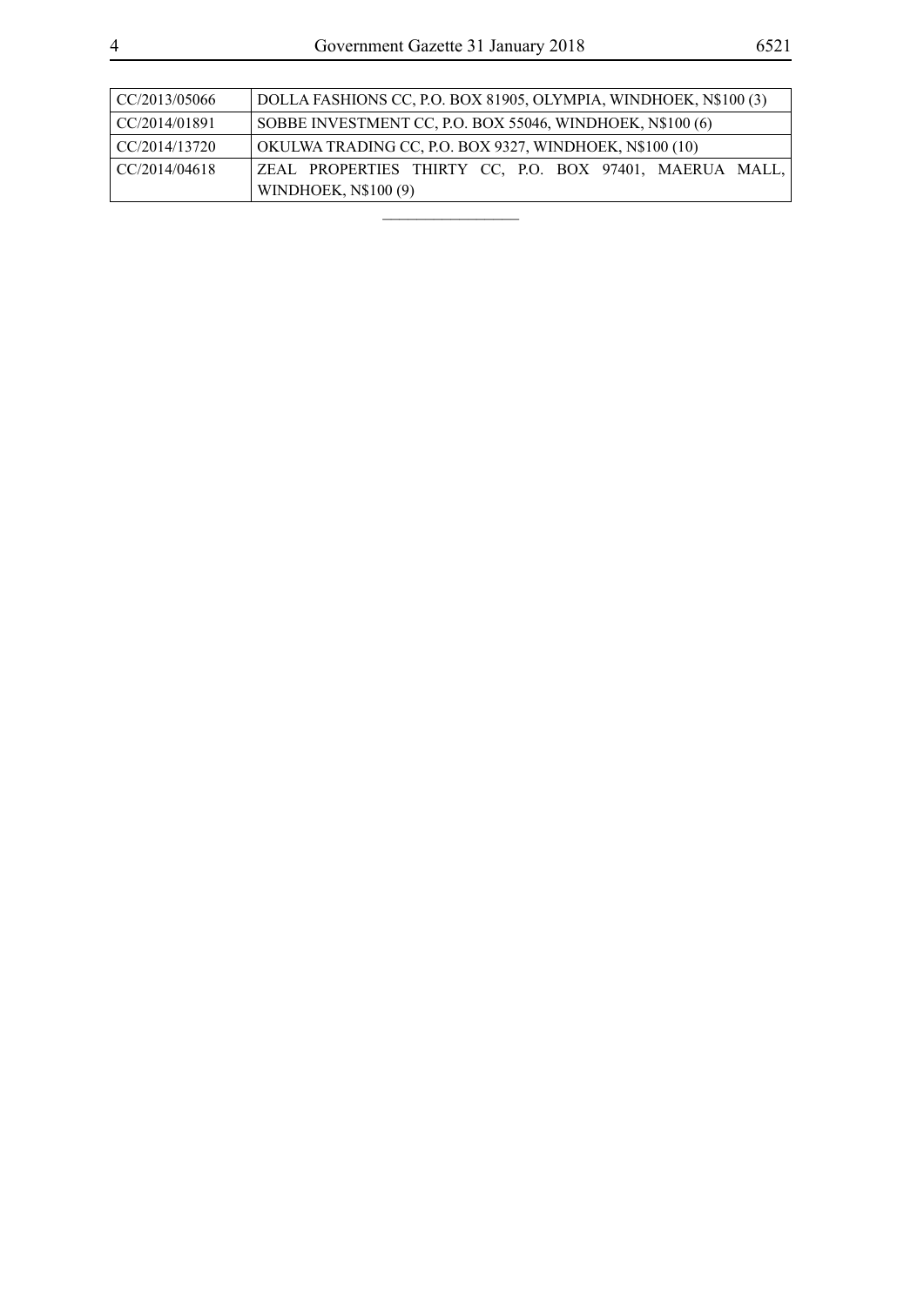| | |
|---|---|
| CC/2013/05066 | DOLLA FASHIONS CC, P.O. BOX 81905, OLYMPIA, WINDHOEK, N$100 (3) |
| CC/2014/01891 | SOBBE INVESTMENT CC, P.O. BOX 55046, WINDHOEK, N$100 (6) |
| CC/2014/13720 | OKULWA TRADING CC, P.O. BOX 9327, WINDHOEK, N$100 (10) |
| CC/2014/04618 | ZEAL PROPERTIES THIRTY CC, P.O. BOX 97401, MAERUA MALL, WINDHOEK, N$100 (9) |

________________